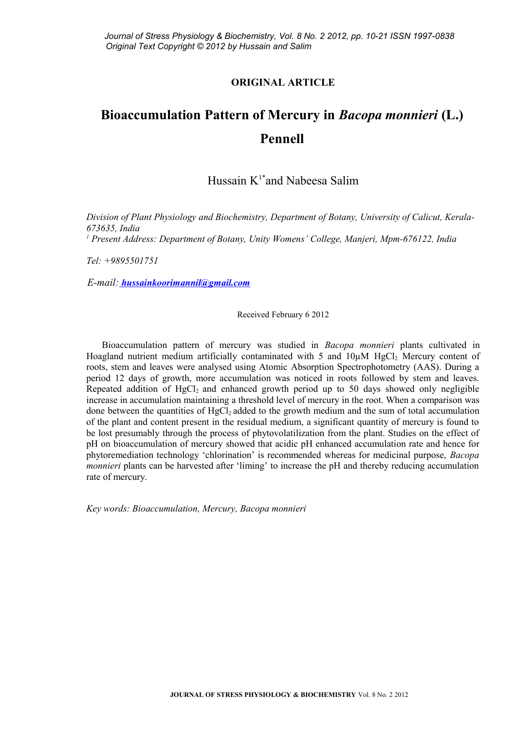ORIGINAL ARTICLE

# Bioaccumulation Pattern of Mercury in *Bacopa monnieri* (L.) Pennell

Hussain K[1*] and Nabeesa Salim

*Division of Plant Physiology and Biochemistry, Department of Botany, University of Calicut, Kerala-673635, India*

*[1] Present Address: Department of Botany, Unity Womens' College, Manjeri, Mpm-676122, India*

*Tel: +9895501751*

*E-mail:* ***hussainkoorimannil@gmail.com***

Received February 6 2012

Bioaccumulation pattern of mercury was studied in *Bacopa monnieri* plants cultivated in Hoagland nutrient medium artificially contaminated with 5 and 10µM $HgCl_2$. Mercury content of roots, stem and leaves were analysed using Atomic Absorption Spectrophotometry (AAS). During a period 12 days of growth, more accumulation was noticed in roots followed by stem and leaves. Repeated addition of $HgCl_2$ and enhanced growth period up to 50 days showed only negligible increase in accumulation maintaining a threshold level of mercury in the root. When a comparison was done between the quantities of $HgCl_2$ added to the growth medium and the sum of total accumulation of the plant and content present in the residual medium, a significant quantity of mercury is found to be lost presumably through the process of phytovolatilization from the plant. Studies on the effect of pH on bioaccumulation of mercury showed that acidic pH enhanced accumulation rate and hence for phytoremediation technology 'chlorination' is recommended whereas for medicinal purpose, *Bacopa monnieri* plants can be harvested after 'liming' to increase the pH and thereby reducing accumulation rate of mercury.

*Key words: Bioaccumulation, Mercury, Bacopa monnieri*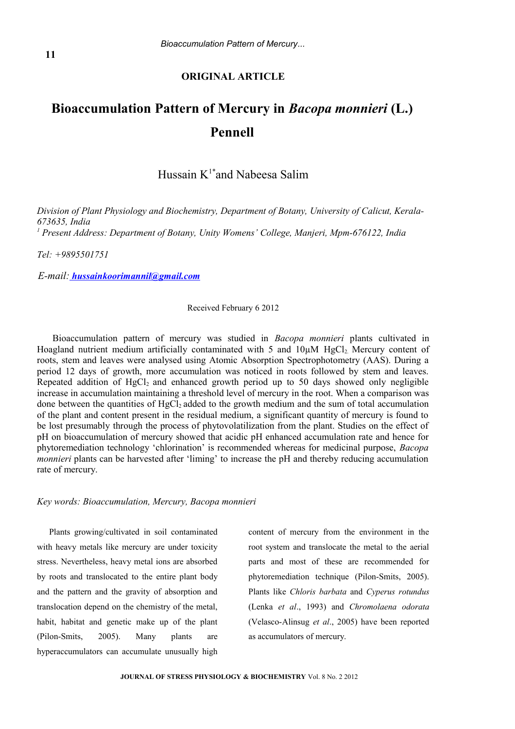**ORIGINAL ARTICLE**

# Bioaccumulation Pattern of Mercury in *Bacopa monnieri* (L.) Pennell

Hussain K[1*] and Nabeesa Salim

*Division of Plant Physiology and Biochemistry, Department of Botany, University of Calicut, Kerala-673635, India*

*[1] Present Address: Department of Botany, Unity Womens' College, Manjeri, Mpm-676122, India*

*Tel: +9895501751*

*E-mail: **hussainkoorimannil@gmail.com***

Received February 6 2012

Bioaccumulation pattern of mercury was studied in *Bacopa monnieri* plants cultivated in Hoagland nutrient medium artificially contaminated with 5 and 10µM $HgCl_2$. Mercury content of roots, stem and leaves were analysed using Atomic Absorption Spectrophotometry (AAS). During a period 12 days of growth, more accumulation was noticed in roots followed by stem and leaves. Repeated addition of $HgCl_2$ and enhanced growth period up to 50 days showed only negligible increase in accumulation maintaining a threshold level of mercury in the root. When a comparison was done between the quantities of $HgCl_2$ added to the growth medium and the sum of total accumulation of the plant and content present in the residual medium, a significant quantity of mercury is found to be lost presumably through the process of phytovolatilization from the plant. Studies on the effect of pH on bioaccumulation of mercury showed that acidic pH enhanced accumulation rate and hence for phytoremediation technology 'chlorination' is recommended whereas for medicinal purpose, *Bacopa monnieri* plants can be harvested after 'liming' to increase the pH and thereby reducing accumulation rate of mercury.

*Key words: Bioaccumulation, Mercury, Bacopa monnieri*

Plants growing/cultivated in soil contaminated with heavy metals like mercury are under toxicity stress. Nevertheless, heavy metal ions are absorbed by roots and translocated to the entire plant body and the pattern and the gravity of absorption and translocation depend on the chemistry of the metal, habit, habitat and genetic make up of the plant (Pilon-Smits, 2005). Many plants are hyperaccumulators can accumulate unusually high content of mercury from the environment in the root system and translocate the metal to the aerial parts and most of these are recommended for phytoremediation technique (Pilon-Smits, 2005). Plants like *Chloris barbata* and *Cyperus rotundus* (Lenka *et al*., 1993) and *Chromolaena odorata* (Velasco-Alinsug *et al*., 2005) have been reported as accumulators of mercury.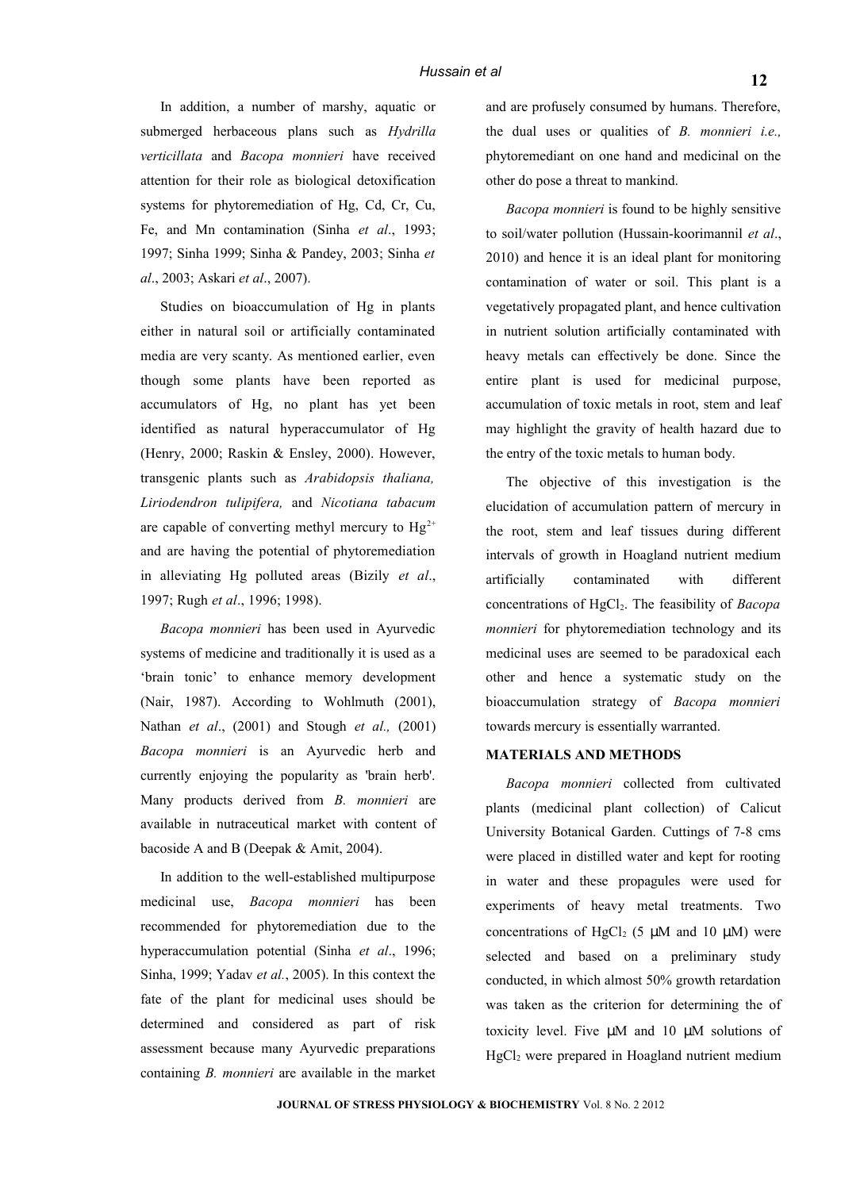In addition, a number of marshy, aquatic or submerged herbaceous plans such as *Hydrilla verticillata* and *Bacopa monnieri* have received attention for their role as biological detoxification systems for phytoremediation of Hg, Cd, Cr, Cu, Fe, and Mn contamination (Sinha *et al*., 1993; 1997; Sinha 1999; Sinha & Pandey, 2003; Sinha *et al*., 2003; Askari *et al*., 2007).

Studies on bioaccumulation of Hg in plants either in natural soil or artificially contaminated media are very scanty. As mentioned earlier, even though some plants have been reported as accumulators of Hg, no plant has yet been identified as natural hyperaccumulator of Hg (Henry, 2000; Raskin & Ensley, 2000). However, transgenic plants such as *Arabidopsis thaliana, Liriodendron tulipifera,* and *Nicotiana tabacum* are capable of converting methyl mercury to $Hg^{2+}$ and are having the potential of phytoremediation in alleviating Hg polluted areas (Bizily *et al*., 1997; Rugh *et al*., 1996; 1998).

*Bacopa monnieri* has been used in Ayurvedic systems of medicine and traditionally it is used as a 'brain tonic' to enhance memory development (Nair, 1987). According to Wohlmuth (2001), Nathan *et al*., (2001) and Stough *et al.,* (2001) *Bacopa monnieri* is an Ayurvedic herb and currently enjoying the popularity as 'brain herb'. Many products derived from *B. monnieri* are available in nutraceutical market with content of bacoside A and B (Deepak & Amit, 2004).

In addition to the well-established multipurpose medicinal use, *Bacopa monnieri* has been recommended for phytoremediation due to the hyperaccumulation potential (Sinha *et al*., 1996; Sinha, 1999; Yadav *et al.*, 2005). In this context the fate of the plant for medicinal uses should be determined and considered as part of risk assessment because many Ayurvedic preparations containing *B. monnieri* are available in the market and are profusely consumed by humans. Therefore, the dual uses or qualities of *B. monnieri i.e.,* phytoremediant on one hand and medicinal on the other do pose a threat to mankind.

*Bacopa monnieri* is found to be highly sensitive to soil/water pollution (Hussain-koorimannil *et al*., 2010) and hence it is an ideal plant for monitoring contamination of water or soil. This plant is a vegetatively propagated plant, and hence cultivation in nutrient solution artificially contaminated with heavy metals can effectively be done. Since the entire plant is used for medicinal purpose, accumulation of toxic metals in root, stem and leaf may highlight the gravity of health hazard due to the entry of the toxic metals to human body.

The objective of this investigation is the elucidation of accumulation pattern of mercury in the root, stem and leaf tissues during different intervals of growth in Hoagland nutrient medium artificially contaminated with different concentrations of $HgCl_2$. The feasibility of *Bacopa monnieri* for phytoremediation technology and its medicinal uses are seemed to be paradoxical each other and hence a systematic study on the bioaccumulation strategy of *Bacopa monnieri* towards mercury is essentially warranted.

## MATERIALS AND METHODS

*Bacopa monnieri* collected from cultivated plants (medicinal plant collection) of Calicut University Botanical Garden. Cuttings of 7-8 cms were placed in distilled water and kept for rooting in water and these propagules were used for experiments of heavy metal treatments. Two concentrations of $HgCl_2$ (5 μM and 10 μM) were selected and based on a preliminary study conducted, in which almost 50% growth retardation was taken as the criterion for determining the of toxicity level. Five μM and 10 μM solutions of $HgCl_2$ were prepared in Hoagland nutrient medium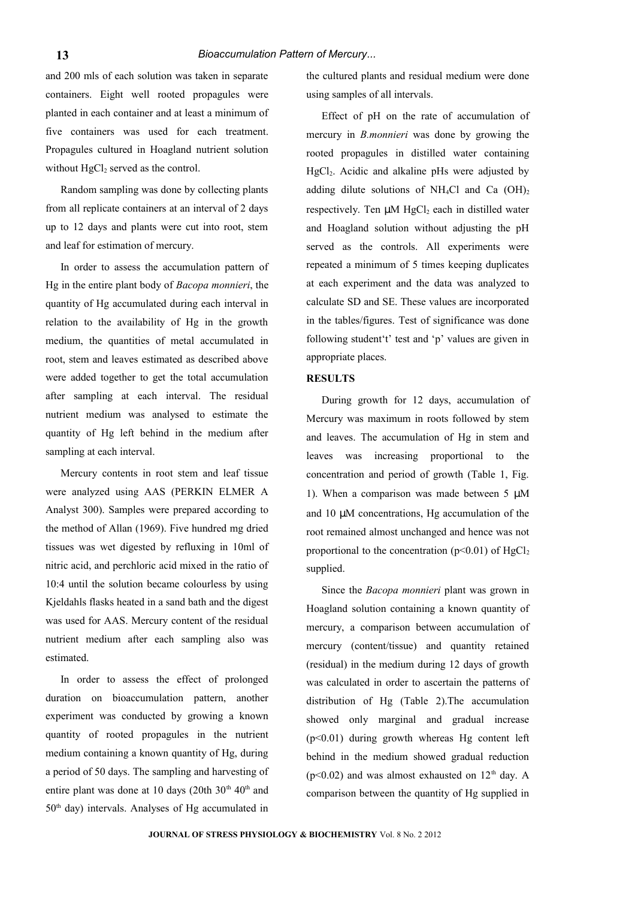and 200 mls of each solution was taken in separate containers. Eight well rooted propagules were planted in each container and at least a minimum of five containers was used for each treatment. Propagules cultured in Hoagland nutrient solution without $HgCl_2$ served as the control.

Random sampling was done by collecting plants from all replicate containers at an interval of 2 days up to 12 days and plants were cut into root, stem and leaf for estimation of mercury.

In order to assess the accumulation pattern of Hg in the entire plant body of *Bacopa monnieri*, the quantity of Hg accumulated during each interval in relation to the availability of Hg in the growth medium, the quantities of metal accumulated in root, stem and leaves estimated as described above were added together to get the total accumulation after sampling at each interval. The residual nutrient medium was analysed to estimate the quantity of Hg left behind in the medium after sampling at each interval.

Mercury contents in root stem and leaf tissue were analyzed using AAS (PERKIN ELMER A Analyst 300). Samples were prepared according to the method of Allan (1969). Five hundred mg dried tissues was wet digested by refluxing in 10ml of nitric acid, and perchloric acid mixed in the ratio of 10:4 until the solution became colourless by using Kjeldahls flasks heated in a sand bath and the digest was used for AAS. Mercury content of the residual nutrient medium after each sampling also was estimated.

In order to assess the effect of prolonged duration on bioaccumulation pattern, another experiment was conducted by growing a known quantity of rooted propagules in the nutrient medium containing a known quantity of Hg, during a period of 50 days. The sampling and harvesting of entire plant was done at 10 days (20th $30^{th}$ $40^{th}$ and $50^{th}$ day) intervals. Analyses of Hg accumulated in the cultured plants and residual medium were done using samples of all intervals.

Effect of pH on the rate of accumulation of mercury in *B.monnieri* was done by growing the rooted propagules in distilled water containing $HgCl_2$. Acidic and alkaline pHs were adjusted by adding dilute solutions of $NH_4Cl$ and $Ca(OH)_2$ respectively. Ten µM $HgCl_2$ each in distilled water and Hoagland solution without adjusting the pH served as the controls. All experiments were repeated a minimum of 5 times keeping duplicates at each experiment and the data was analyzed to calculate SD and SE. These values are incorporated in the tables/figures. Test of significance was done following student't' test and 'p' values are given in appropriate places.

## RESULTS

During growth for 12 days, accumulation of Mercury was maximum in roots followed by stem and leaves. The accumulation of Hg in stem and leaves was increasing proportional to the concentration and period of growth (Table 1, Fig. 1). When a comparison was made between 5 µM and 10 µM concentrations, Hg accumulation of the root remained almost unchanged and hence was not proportional to the concentration ($p<0.01$) of $HgCl_2$ supplied.

Since the *Bacopa monnieri* plant was grown in Hoagland solution containing a known quantity of mercury, a comparison between accumulation of mercury (content/tissue) and quantity retained (residual) in the medium during 12 days of growth was calculated in order to ascertain the patterns of distribution of Hg (Table 2).The accumulation showed only marginal and gradual increase ($p<0.01$) during growth whereas Hg content left behind in the medium showed gradual reduction ($p<0.02$) and was almost exhausted on $12^{th}$ day. A comparison between the quantity of Hg supplied in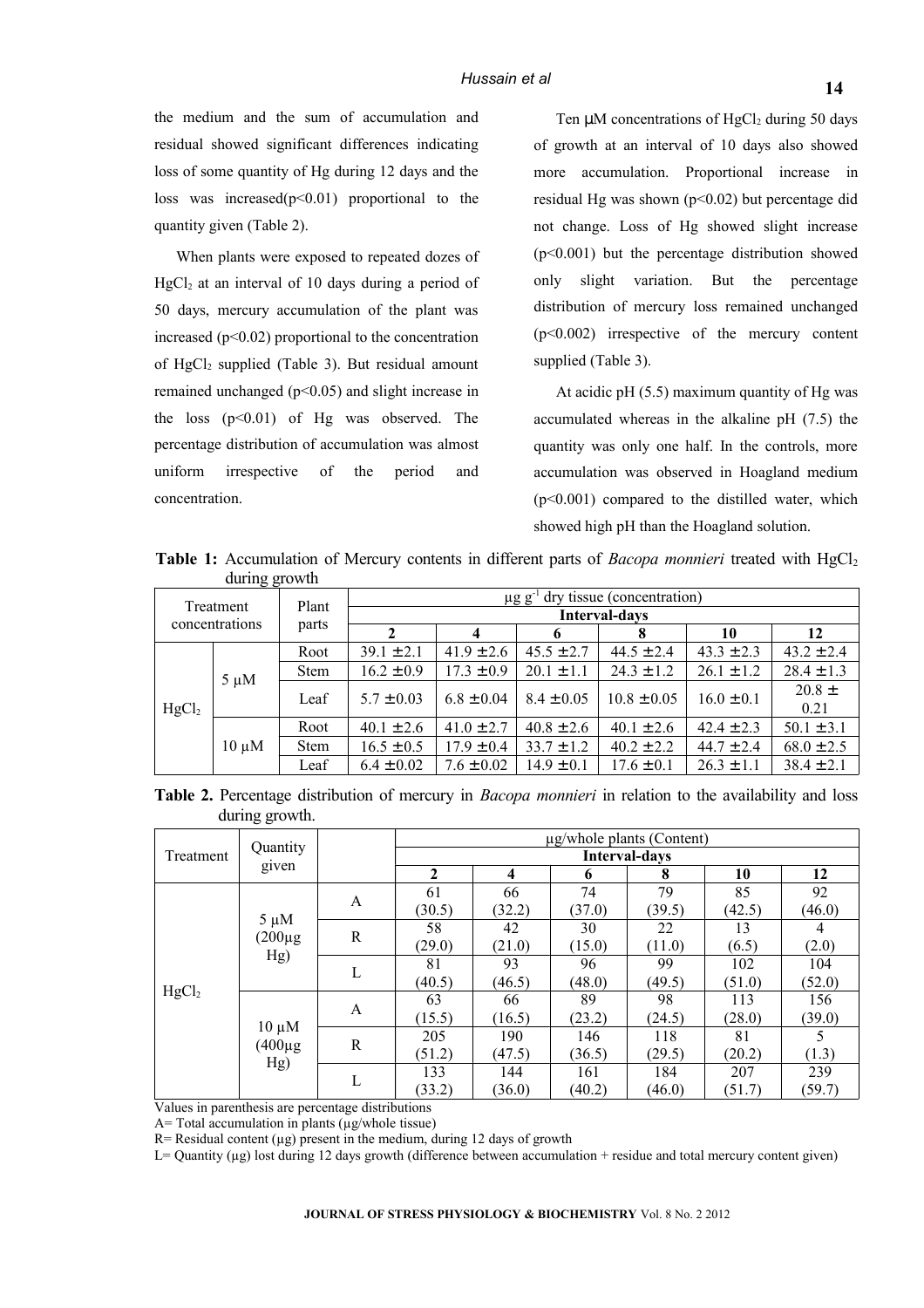the medium and the sum of accumulation and residual showed significant differences indicating loss of some quantity of Hg during 12 days and the loss was increased($p<0.01$) proportional to the quantity given (Table 2).

When plants were exposed to repeated dozes of $HgCl_2$ at an interval of 10 days during a period of 50 days, mercury accumulation of the plant was increased ($p<0.02$) proportional to the concentration of $HgCl_2$ supplied (Table 3). But residual amount remained unchanged ($p<0.05$) and slight increase in the loss ($p<0.01$) of Hg was observed. The percentage distribution of accumulation was almost uniform irrespective of the period and concentration.

Ten μM concentrations of $HgCl_2$ during 50 days of growth at an interval of 10 days also showed more accumulation. Proportional increase in residual Hg was shown ($p<0.02$) but percentage did not change. Loss of Hg showed slight increase ($p<0.001$) but the percentage distribution showed only slight variation. But the percentage distribution of mercury loss remained unchanged ($p<0.002$) irrespective of the mercury content supplied (Table 3).

At acidic pH (5.5) maximum quantity of Hg was accumulated whereas in the alkaline pH (7.5) the quantity was only one half. In the controls, more accumulation was observed in Hoagland medium ($p<0.001$) compared to the distilled water, which showed high pH than the Hoagland solution.

**Table 1:** Accumulation of Mercury contents in different parts of *Bacopa monnieri* treated with $HgCl_2$ during growth

| Treatment concentrations | | Plant parts | μg $g^{-1}$ dry tissue (concentration) | | | | | |
|---|---|---|---|---|---|---|---|---|
| | | | **Interval-days** | | | | | |
| | | | **2** | **4** | **6** | **8** | **10** | **12** |
| $HgCl_2$ | 5 μM | Root | 39.1 ±2.1 | 41.9 ±2.6 | 45.5 ±2.7 | 44.5 ±2.4 | 43.3 ±2.3 | 43.2 ±2.4 |
| | | Stem | 16.2 ±0.9 | 17.3 ±0.9 | 20.1 ±1.1 | 24.3 ±1.2 | 26.1 ±1.2 | 28.4 ±1.3 |
| | | Leaf | 5.7 ±0.03 | 6.8 ±0.04 | 8.4 ±0.05 | 10.8 ±0.05 | 16.0 ±0.1 | 20.8 ± 0.21 |
| | 10 μM | Root | 40.1 ±2.6 | 41.0 ±2.7 | 40.8 ±2.6 | 40.1 ±2.6 | 42.4 ±2.3 | 50.1 ±3.1 |
| | | Stem | 16.5 ±0.5 | 17.9 ±0.4 | 33.7 ±1.2 | 40.2 ±2.2 | 44.7 ±2.4 | 68.0 ±2.5 |
| | | Leaf | 6.4 ±0.02 | 7.6 ±0.02 | 14.9 ±0.1 | 17.6 ±0.1 | 26.3 ±1.1 | 38.4 ±2.1 |

**Table 2.** Percentage distribution of mercury in *Bacopa monnieri* in relation to the availability and loss during growth.

| Treatment | Quantity given | | μg/whole plants (Content) | | | | | |
|---|---|---|---|---|---|---|---|---|
| | | | **Interval-days** | | | | | |
| | | | **2** | **4** | **6** | **8** | **10** | **12** |
| $HgCl_2$ | 5 μM (200μg Hg) | A | 61 (30.5) | 66 (32.2) | 74 (37.0) | 79 (39.5) | 85 (42.5) | 92 (46.0) |
| | | R | 58 (29.0) | 42 (21.0) | 30 (15.0) | 22 (11.0) | 13 (6.5) | 4 (2.0) |
| | | L | 81 (40.5) | 93 (46.5) | 96 (48.0) | 99 (49.5) | 102 (51.0) | 104 (52.0) |
| | 10 μM (400μg Hg) | A | 63 (15.5) | 66 (16.5) | 89 (23.2) | 98 (24.5) | 113 (28.0) | 156 (39.0) |
| | | R | 205 (51.2) | 190 (47.5) | 146 (36.5) | 118 (29.5) | 81 (20.2) | 5 (1.3) |
| | | L | 133 (33.2) | 144 (36.0) | 161 (40.2) | 184 (46.0) | 207 (51.7) | 239 (59.7) |

Values in parenthesis are percentage distributions

A= Total accumulation in plants (μg/whole tissue)

R= Residual content (μg) present in the medium, during 12 days of growth

L= Quantity (μg) lost during 12 days growth (difference between accumulation + residue and total mercury content given)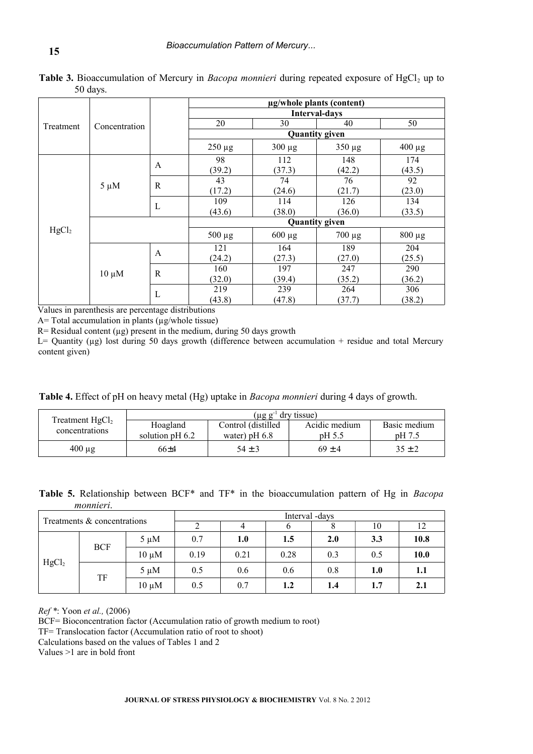**Table 3.** Bioaccumulation of Mercury in *Bacopa monnieri* during repeated exposure of $HgCl_2$ up to 50 days.

| Treatment | Concentration | | µg/whole plants (content) | | | |
|---|---|---|---|---|---|---|
| | | | Interval-days | | | |
| | | | 20 | 30 | 40 | 50 |
| | | | Quantity given | | | |
| | | | 250 µg | 300 µg | 350 µg | 400 µg |
| $HgCl_2$ | 5 µM | A | 98 (39.2) | 112 (37.3) | 148 (42.2) | 174 (43.5) |
| | | R | 43 (17.2) | 74 (24.6) | 76 (21.7) | 92 (23.0) |
| | | L | 109 (43.6) | 114 (38.0) | 126 (36.0) | 134 (33.5) |
| | | | Quantity given | | | |
| | | | 500 µg | 600 µg | 700 µg | 800 µg |
| | 10 µM | A | 121 (24.2) | 164 (27.3) | 189 (27.0) | 204 (25.5) |
| | | R | 160 (32.0) | 197 (39.4) | 247 (35.2) | 290 (36.2) |
| | | L | 219 (43.8) | 239 (47.8) | 264 (37.7) | 306 (38.2) |

Values in parenthesis are percentage distributions

A= Total accumulation in plants (µg/whole tissue)

R= Residual content (µg) present in the medium, during 50 days growth

L= Quantity (µg) lost during 50 days growth (difference between accumulation + residue and total Mercury content given)

**Table 4.** Effect of pH on heavy metal (Hg) uptake in *Bacopa monnieri* during 4 days of growth.

| Treatment $HgCl_2$ concentrations | ($\mu g\ g^{-1}$ dry tissue) | | | |
|---|---|---|---|---|
| | Hoagland solution pH 6.2 | Control (distilled water) pH 6.8 | Acidic medium pH 5.5 | Basic medium pH 7.5 |
| 400 µg | 66±4 | 54 ± 3 | 69 ± 4 | 35 ± 2 |

**Table 5.** Relationship between BCF* and TF* in the bioaccumulation pattern of Hg in *Bacopa monnieri*.

| Treatments & concentrations | | | Interval -days | | | | | |
|---|---|---|---|---|---|---|---|---|
| | | | 2 | 4 | 6 | 8 | 10 | 12 |
| $HgCl_2$ | BCF | 5 µM | 0.7 | **1.0** | **1.5** | **2.0** | **3.3** | **10.8** |
| | | 10 µM | 0.19 | 0.21 | 0.28 | 0.3 | 0.5 | **10.0** |
| | TF | 5 µM | 0.5 | 0.6 | 0.6 | 0.8 | **1.0** | **1.1** |
| | | 10 µM | 0.5 | 0.7 | **1.2** | **1.4** | **1.7** | **2.1** |

*Ref* *: Yoon *et al.,* (2006)

BCF= Bioconcentration factor (Accumulation ratio of growth medium to root)

TF= Translocation factor (Accumulation ratio of root to shoot)

Calculations based on the values of Tables 1 and 2

Values >1 are in bold front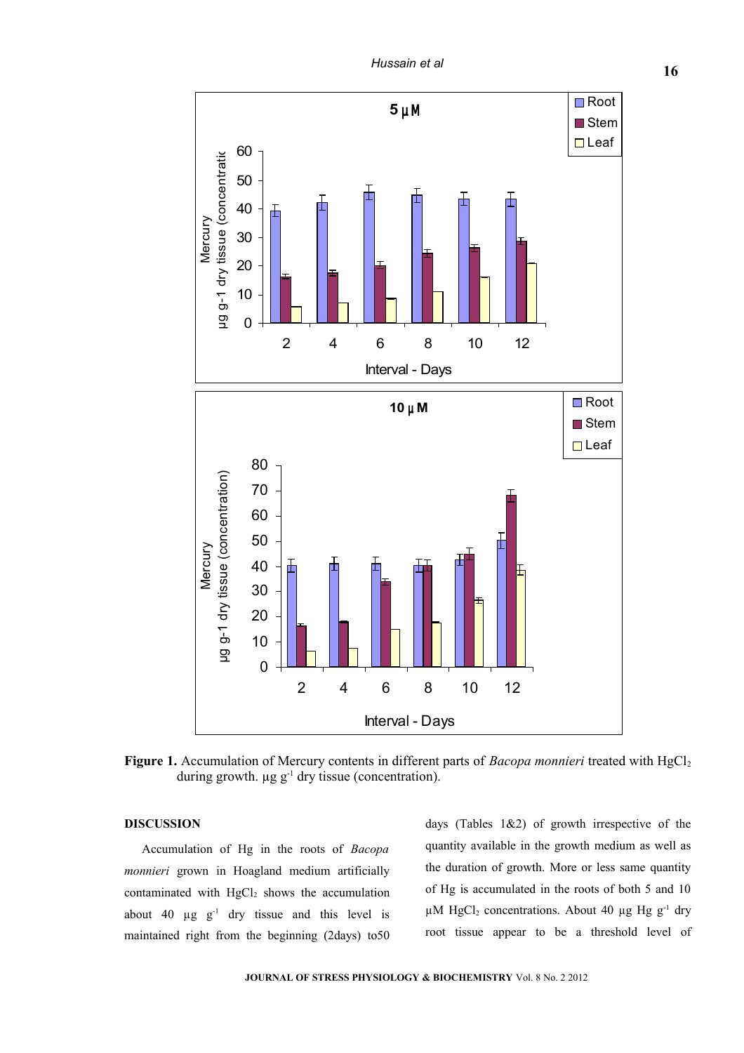5 µM

Root
Stem
Leaf

Mercury
µg g-1 dry tissue (concentratic

60
50
40
30
20
10
0

2 4 6 8 10 12

Interval - Days

10 µ M

Root
Stem
Leaf

Mercury
µg g-1 dry tissue (concentration)

80
70
60
50
40
30
20
10
0

2 4 6 8 10 12

Interval - Days

**Figure 1.** Accumulation of Mercury contents in different parts of *Bacopa monnieri* treated with $HgCl_2$ during growth. µg $g^{-1}$ dry tissue (concentration).

## DISCUSSION

Accumulation of Hg in the roots of *Bacopa monnieri* grown in Hoagland medium artificially contaminated with $HgCl_2$ shows the accumulation about 40 µg $g^{-1}$ dry tissue and this level is maintained right from the beginning (2days) to50 days (Tables 1&2) of growth irrespective of the quantity available in the growth medium as well as the duration of growth. More or less same quantity of Hg is accumulated in the roots of both 5 and 10 µM $HgCl_2$ concentrations. About 40 µg Hg $g^{-1}$ dry root tissue appear to be a threshold level of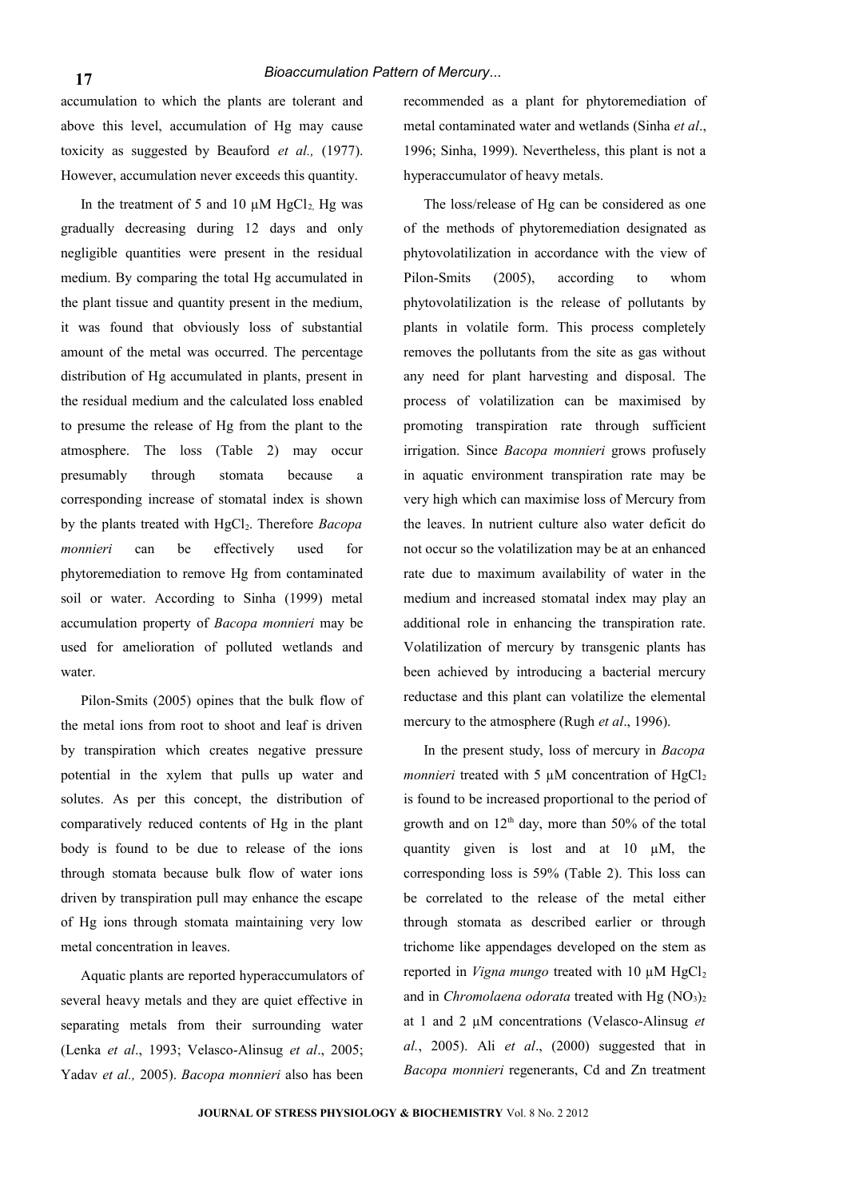accumulation to which the plants are tolerant and above this level, accumulation of Hg may cause toxicity as suggested by Beauford *et al.,* (1977). However, accumulation never exceeds this quantity.

In the treatment of 5 and 10 µM $HgCl_2$, Hg was gradually decreasing during 12 days and only negligible quantities were present in the residual medium. By comparing the total Hg accumulated in the plant tissue and quantity present in the medium, it was found that obviously loss of substantial amount of the metal was occurred. The percentage distribution of Hg accumulated in plants, present in the residual medium and the calculated loss enabled to presume the release of Hg from the plant to the atmosphere. The loss (Table 2) may occur presumably through stomata because a corresponding increase of stomatal index is shown by the plants treated with $HgCl_2$. Therefore *Bacopa monnieri* can be effectively used for phytoremediation to remove Hg from contaminated soil or water. According to Sinha (1999) metal accumulation property of *Bacopa monnieri* may be used for amelioration of polluted wetlands and water.

Pilon-Smits (2005) opines that the bulk flow of the metal ions from root to shoot and leaf is driven by transpiration which creates negative pressure potential in the xylem that pulls up water and solutes. As per this concept, the distribution of comparatively reduced contents of Hg in the plant body is found to be due to release of the ions through stomata because bulk flow of water ions driven by transpiration pull may enhance the escape of Hg ions through stomata maintaining very low metal concentration in leaves.

Aquatic plants are reported hyperaccumulators of several heavy metals and they are quiet effective in separating metals from their surrounding water (Lenka *et al*., 1993; Velasco-Alinsug *et al*., 2005; Yadav *et al.,* 2005). *Bacopa monnieri* also has been recommended as a plant for phytoremediation of metal contaminated water and wetlands (Sinha *et al*., 1996; Sinha, 1999). Nevertheless, this plant is not a hyperaccumulator of heavy metals.

The loss/release of Hg can be considered as one of the methods of phytoremediation designated as phytovolatilization in accordance with the view of Pilon-Smits (2005), according to whom phytovolatilization is the release of pollutants by plants in volatile form. This process completely removes the pollutants from the site as gas without any need for plant harvesting and disposal. The process of volatilization can be maximised by promoting transpiration rate through sufficient irrigation. Since *Bacopa monnieri* grows profusely in aquatic environment transpiration rate may be very high which can maximise loss of Mercury from the leaves. In nutrient culture also water deficit do not occur so the volatilization may be at an enhanced rate due to maximum availability of water in the medium and increased stomatal index may play an additional role in enhancing the transpiration rate. Volatilization of mercury by transgenic plants has been achieved by introducing a bacterial mercury reductase and this plant can volatilize the elemental mercury to the atmosphere (Rugh *et al*., 1996).

In the present study, loss of mercury in *Bacopa monnieri* treated with 5 µM concentration of $HgCl_2$ is found to be increased proportional to the period of growth and on 12th day, more than 50% of the total quantity given is lost and at 10 µM, the corresponding loss is 59% (Table 2). This loss can be correlated to the release of the metal either through stomata as described earlier or through trichome like appendages developed on the stem as reported in *Vigna mungo* treated with 10 µM $HgCl_2$ and in *Chromolaena odorata* treated with $Hg(NO_3)_2$ at 1 and 2 µM concentrations (Velasco-Alinsug *et al.*, 2005). Ali *et al*., (2000) suggested that in *Bacopa monnieri* regenerants, Cd and Zn treatment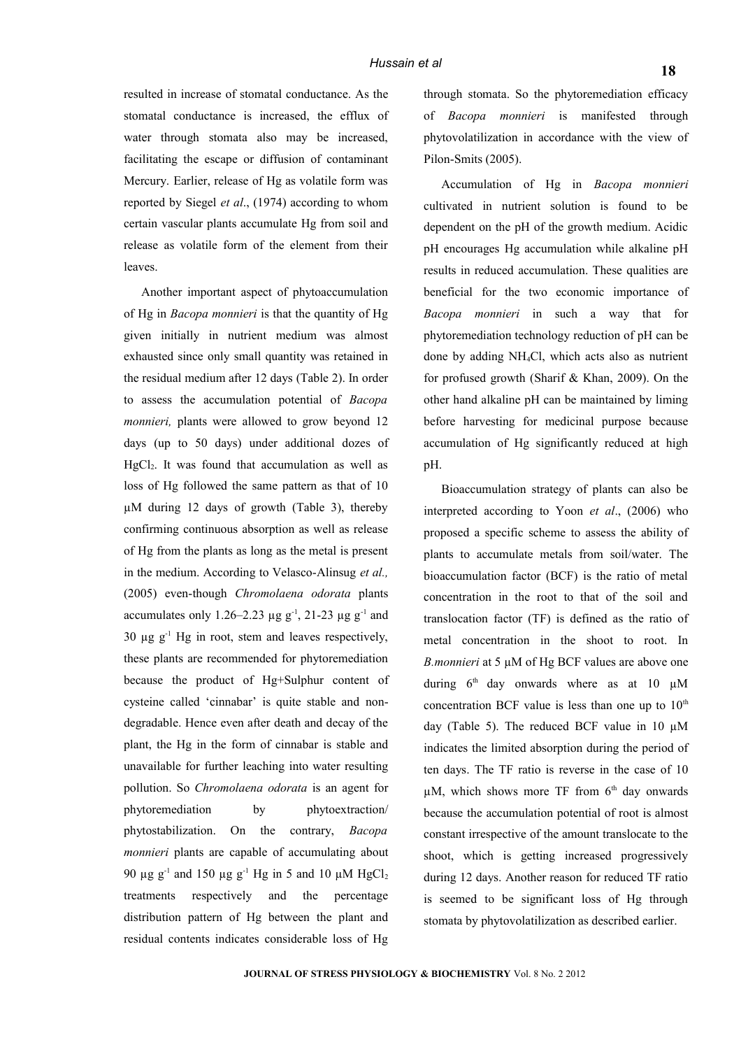resulted in increase of stomatal conductance. As the stomatal conductance is increased, the efflux of water through stomata also may be increased, facilitating the escape or diffusion of contaminant Mercury. Earlier, release of Hg as volatile form was reported by Siegel *et al*., (1974) according to whom certain vascular plants accumulate Hg from soil and release as volatile form of the element from their leaves.

Another important aspect of phytoaccumulation of Hg in *Bacopa monnieri* is that the quantity of Hg given initially in nutrient medium was almost exhausted since only small quantity was retained in the residual medium after 12 days (Table 2). In order to assess the accumulation potential of *Bacopa monnieri,* plants were allowed to grow beyond 12 days (up to 50 days) under additional dozes of $HgCl_2$. It was found that accumulation as well as loss of Hg followed the same pattern as that of 10 μM during 12 days of growth (Table 3), thereby confirming continuous absorption as well as release of Hg from the plants as long as the metal is present in the medium. According to Velasco-Alinsug *et al.,* (2005) even-though *Chromolaena odorata* plants accumulates only 1.26–2.23 μg $g^{-1}$, 21-23 μg $g^{-1}$ and 30 μg $g^{-1}$ Hg in root, stem and leaves respectively, these plants are recommended for phytoremediation because the product of Hg+Sulphur content of cysteine called 'cinnabar' is quite stable and non-degradable. Hence even after death and decay of the plant, the Hg in the form of cinnabar is stable and unavailable for further leaching into water resulting pollution. So *Chromolaena odorata* is an agent for phytoremediation by phytoextraction/ phytostabilization. On the contrary, *Bacopa monnieri* plants are capable of accumulating about 90 μg $g^{-1}$ and 150 μg $g^{-1}$ Hg in 5 and 10 μM $HgCl_2$ treatments respectively and the percentage distribution pattern of Hg between the plant and residual contents indicates considerable loss of Hg through stomata. So the phytoremediation efficacy of *Bacopa monnieri* is manifested through phytovolatilization in accordance with the view of Pilon-Smits (2005).

Accumulation of Hg in *Bacopa monnieri* cultivated in nutrient solution is found to be dependent on the pH of the growth medium. Acidic pH encourages Hg accumulation while alkaline pH results in reduced accumulation. These qualities are beneficial for the two economic importance of *Bacopa monnieri* in such a way that for phytoremediation technology reduction of pH can be done by adding $NH_4Cl$, which acts also as nutrient for profused growth (Sharif & Khan, 2009). On the other hand alkaline pH can be maintained by liming before harvesting for medicinal purpose because accumulation of Hg significantly reduced at high pH.

Bioaccumulation strategy of plants can also be interpreted according to Yoon *et al*., (2006) who proposed a specific scheme to assess the ability of plants to accumulate metals from soil/water. The bioaccumulation factor (BCF) is the ratio of metal concentration in the root to that of the soil and translocation factor (TF) is defined as the ratio of metal concentration in the shoot to root. In *B.monnieri* at 5 μM of Hg BCF values are above one during $6^{th}$ day onwards where as at 10 μM concentration BCF value is less than one up to $10^{th}$ day (Table 5). The reduced BCF value in 10 μM indicates the limited absorption during the period of ten days. The TF ratio is reverse in the case of 10 μM, which shows more TF from $6^{th}$ day onwards because the accumulation potential of root is almost constant irrespective of the amount translocate to the shoot, which is getting increased progressively during 12 days. Another reason for reduced TF ratio is seemed to be significant loss of Hg through stomata by phytovolatilization as described earlier.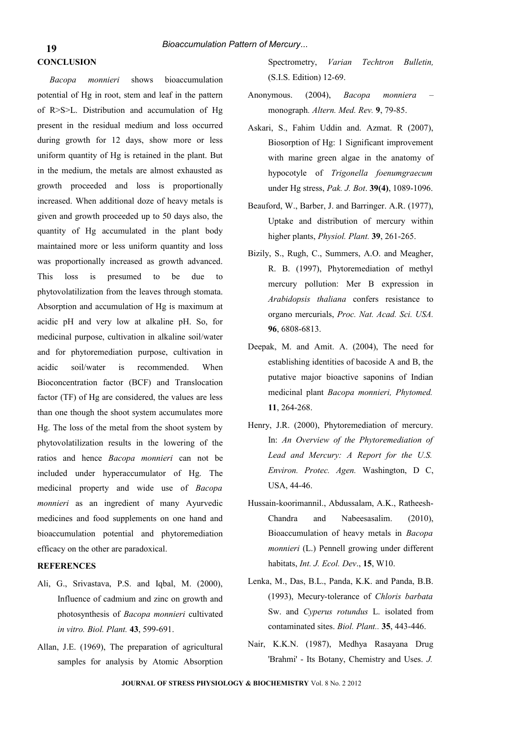## CONCLUSION

*Bacopa monnieri* shows bioaccumulation potential of Hg in root, stem and leaf in the pattern of R>S>L. Distribution and accumulation of Hg present in the residual medium and loss occurred during growth for 12 days, show more or less uniform quantity of Hg is retained in the plant. But in the medium, the metals are almost exhausted as growth proceeded and loss is proportionally increased. When additional doze of heavy metals is given and growth proceeded up to 50 days also, the quantity of Hg accumulated in the plant body maintained more or less uniform quantity and loss was proportionally increased as growth advanced. This loss is presumed to be due to phytovolatilization from the leaves through stomata. Absorption and accumulation of Hg is maximum at acidic pH and very low at alkaline pH. So, for medicinal purpose, cultivation in alkaline soil/water and for phytoremediation purpose, cultivation in acidic soil/water is recommended. When Bioconcentration factor (BCF) and Translocation factor (TF) of Hg are considered, the values are less than one though the shoot system accumulates more Hg. The loss of the metal from the shoot system by phytovolatilization results in the lowering of the ratios and hence *Bacopa monnieri* can not be included under hyperaccumulator of Hg. The medicinal property and wide use of *Bacopa monnieri* as an ingredient of many Ayurvedic medicines and food supplements on one hand and bioaccumulation potential and phytoremediation efficacy on the other are paradoxical.

## REFERENCES

Ali, G., Srivastava, P.S. and Iqbal, M. (2000), Influence of cadmium and zinc on growth and photosynthesis of *Bacopa monnieri* cultivated *in vitro*. *Biol. Plant.* **43**, 599-691.

Allan, J.E. (1969), The preparation of agricultural samples for analysis by Atomic Absorption Spectrometry, *Varian Techtron Bulletin,* (S.I.S. Edition) 12-69.

Anonymous. (2004), *Bacopa monniera* – monograph. *Altern. Med. Rev.* **9**, 79-85.

Askari, S., Fahim Uddin and. Azmat. R (2007), Biosorption of Hg: 1 Significant improvement with marine green algae in the anatomy of hypocotyle of *Trigonella foenumgraecum* under Hg stress, *Pak. J. Bot*. **39(4)**, 1089-1096.

Beauford, W., Barber, J. and Barringer. A.R. (1977), Uptake and distribution of mercury within higher plants, *Physiol. Plant.* **39**, 261-265.

Bizily, S., Rugh, C., Summers, A.O. and Meagher, R. B. (1997), Phytoremediation of methyl mercury pollution: Mer B expression in *Arabidopsis thaliana* confers resistance to organo mercurials, *Proc. Nat. Acad. Sci. USA.* **96**, 6808-6813.

Deepak, M. and Amit. A. (2004), The need for establishing identities of bacoside A and B, the putative major bioactive saponins of Indian medicinal plant *Bacopa monnieri, Phytomed.* **11**, 264-268.

Henry, J.R. (2000), Phytoremediation of mercury. In: *An Overview of the Phytoremediation of Lead and Mercury: A Report for the U.S. Environ. Protec. Agen.* Washington, D C, USA, 44-46.

Hussain-koorimannil., Abdussalam, A.K., Ratheesh-Chandra and Nabeesasalim. (2010), Bioaccumulation of heavy metals in *Bacopa monnieri* (L.) Pennell growing under different habitats, *Int. J. Ecol. Dev*., **15**, W10.

Lenka, M., Das, B.L., Panda, K.K. and Panda, B.B. (1993), Mecury-tolerance of *Chloris barbata* Sw. and *Cyperus rotundus* L. isolated from contaminated sites. *Biol. Plant..* **35**, 443-446.

Nair, K.K.N. (1987), Medhya Rasayana Drug 'Brahmi' - Its Botany, Chemistry and Uses. *J.*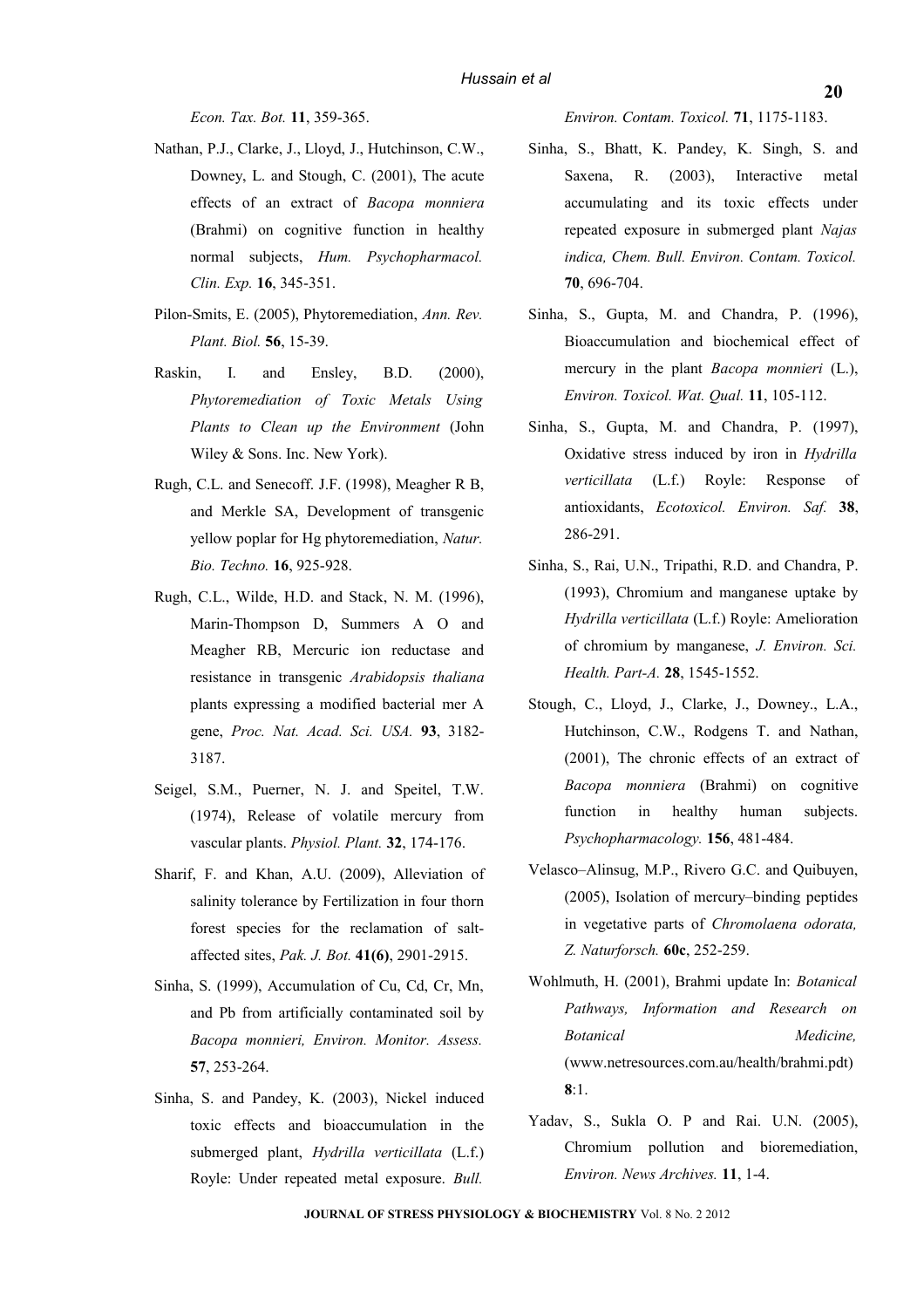*Econ. Tax. Bot.* **11**, 359-365.

Nathan, P.J., Clarke, J., Lloyd, J., Hutchinson, C.W., Downey, L. and Stough, C. (2001), The acute effects of an extract of *Bacopa monniera* (Brahmi) on cognitive function in healthy normal subjects, *Hum. Psychopharmacol. Clin. Exp.* **16**, 345-351.

Pilon-Smits, E. (2005), Phytoremediation, *Ann. Rev. Plant. Biol.* **56**, 15-39.

Raskin, I. and Ensley, B.D. (2000), *Phytoremediation of Toxic Metals Using Plants to Clean up the Environment* (John Wiley & Sons. Inc. New York).

Rugh, C.L. and Senecoff. J.F. (1998), Meagher R B, and Merkle SA, Development of transgenic yellow poplar for Hg phytoremediation, *Natur. Bio. Techno.* **16**, 925-928.

Rugh, C.L., Wilde, H.D. and Stack, N. M. (1996), Marin-Thompson D, Summers A O and Meagher RB, Mercuric ion reductase and resistance in transgenic *Arabidopsis thaliana* plants expressing a modified bacterial mer A gene, *Proc. Nat. Acad. Sci. USA.* **93**, 3182-3187.

Seigel, S.M., Puerner, N. J. and Speitel, T.W. (1974), Release of volatile mercury from vascular plants. *Physiol. Plant.* **32**, 174-176.

Sharif, F. and Khan, A.U. (2009), Alleviation of salinity tolerance by Fertilization in four thorn forest species for the reclamation of salt-affected sites, *Pak. J. Bot.* **41(6)**, 2901-2915.

Sinha, S. (1999), Accumulation of Cu, Cd, Cr, Mn, and Pb from artificially contaminated soil by *Bacopa monnieri, Environ. Monitor. Assess.* **57**, 253-264.

Sinha, S. and Pandey, K. (2003), Nickel induced toxic effects and bioaccumulation in the submerged plant, *Hydrilla verticillata* (L.f.) Royle: Under repeated metal exposure. *Bull. Environ. Contam. Toxicol.* **71**, 1175-1183.

Sinha, S., Bhatt, K. Pandey, K. Singh, S. and Saxena, R. (2003), Interactive metal accumulating and its toxic effects under repeated exposure in submerged plant *Najas indica, Chem. Bull. Environ. Contam. Toxicol.* **70**, 696-704.

Sinha, S., Gupta, M. and Chandra, P. (1996), Bioaccumulation and biochemical effect of mercury in the plant *Bacopa monnieri* (L.), *Environ. Toxicol. Wat. Qual.* **11**, 105-112.

Sinha, S., Gupta, M. and Chandra, P. (1997), Oxidative stress induced by iron in *Hydrilla verticillata* (L.f.) Royle: Response of antioxidants, *Ecotoxicol. Environ. Saf.* **38**, 286-291.

Sinha, S., Rai, U.N., Tripathi, R.D. and Chandra, P. (1993), Chromium and manganese uptake by *Hydrilla verticillata* (L.f.) Royle: Amelioration of chromium by manganese, *J. Environ. Sci. Health. Part-A.* **28**, 1545-1552.

Stough, C., Lloyd, J., Clarke, J., Downey., L.A., Hutchinson, C.W., Rodgens T. and Nathan, (2001), The chronic effects of an extract of *Bacopa monniera* (Brahmi) on cognitive function in healthy human subjects. *Psychopharmacology.* **156**, 481-484.

Velasco–Alinsug, M.P., Rivero G.C. and Quibuyen, (2005), Isolation of mercury–binding peptides in vegetative parts of *Chromolaena odorata, Z. Naturforsch.* **60c**, 252-259.

Wohlmuth, H. (2001), Brahmi update In: *Botanical Pathways, Information and Research on Botanical Medicine,* (www.netresources.com.au/health/brahmi.pdt) **8**:1.

Yadav, S., Sukla O. P and Rai. U.N. (2005), Chromium pollution and bioremediation, *Environ. News Archives.* **11**, 1-4.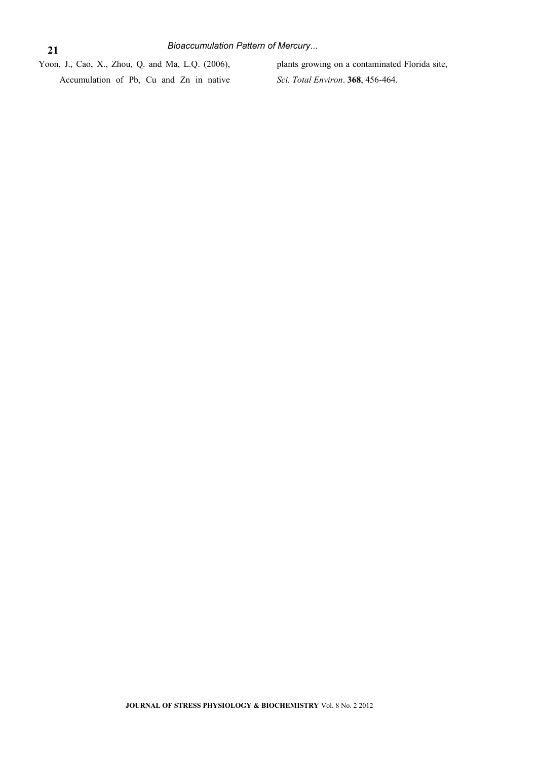Yoon, J., Cao, X., Zhou, Q. and Ma, L.Q. (2006), Accumulation of Pb, Cu and Zn in native plants growing on a contaminated Florida site, *Sci. Total Environ*. **368**, 456-464.